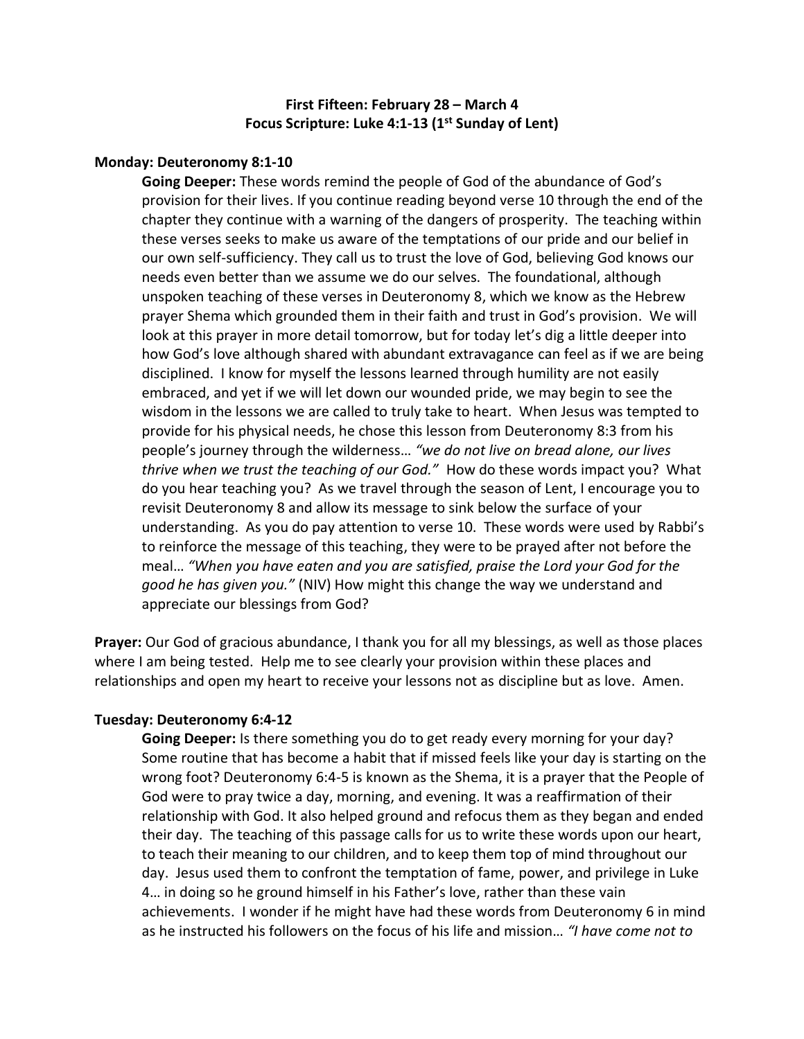**First Fifteen: February 28 – March 4**
**Focus Scripture: Luke 4:1-13 (1st Sunday of Lent)**

**Monday: Deuteronomy 8:1-10**

**Going Deeper:** These words remind the people of God of the abundance of God's provision for their lives. If you continue reading beyond verse 10 through the end of the chapter they continue with a warning of the dangers of prosperity. The teaching within these verses seeks to make us aware of the temptations of our pride and our belief in our own self-sufficiency. They call us to trust the love of God, believing God knows our needs even better than we assume we do our selves. The foundational, although unspoken teaching of these verses in Deuteronomy 8, which we know as the Hebrew prayer Shema which grounded them in their faith and trust in God's provision. We will look at this prayer in more detail tomorrow, but for today let's dig a little deeper into how God's love although shared with abundant extravagance can feel as if we are being disciplined. I know for myself the lessons learned through humility are not easily embraced, and yet if we will let down our wounded pride, we may begin to see the wisdom in the lessons we are called to truly take to heart. When Jesus was tempted to provide for his physical needs, he chose this lesson from Deuteronomy 8:3 from his people's journey through the wilderness… *"we do not live on bread alone, our lives thrive when we trust the teaching of our God."* How do these words impact you? What do you hear teaching you? As we travel through the season of Lent, I encourage you to revisit Deuteronomy 8 and allow its message to sink below the surface of your understanding. As you do pay attention to verse 10. These words were used by Rabbi's to reinforce the message of this teaching, they were to be prayed after not before the meal… *"When you have eaten and you are satisfied, praise the Lord your God for the good he has given you."* (NIV) How might this change the way we understand and appreciate our blessings from God?

**Prayer:** Our God of gracious abundance, I thank you for all my blessings, as well as those places where I am being tested. Help me to see clearly your provision within these places and relationships and open my heart to receive your lessons not as discipline but as love. Amen.

**Tuesday: Deuteronomy 6:4-12**

**Going Deeper:** Is there something you do to get ready every morning for your day? Some routine that has become a habit that if missed feels like your day is starting on the wrong foot? Deuteronomy 6:4-5 is known as the Shema, it is a prayer that the People of God were to pray twice a day, morning, and evening. It was a reaffirmation of their relationship with God. It also helped ground and refocus them as they began and ended their day. The teaching of this passage calls for us to write these words upon our heart, to teach their meaning to our children, and to keep them top of mind throughout our day. Jesus used them to confront the temptation of fame, power, and privilege in Luke 4… in doing so he ground himself in his Father's love, rather than these vain achievements. I wonder if he might have had these words from Deuteronomy 6 in mind as he instructed his followers on the focus of his life and mission… *"I have come not to*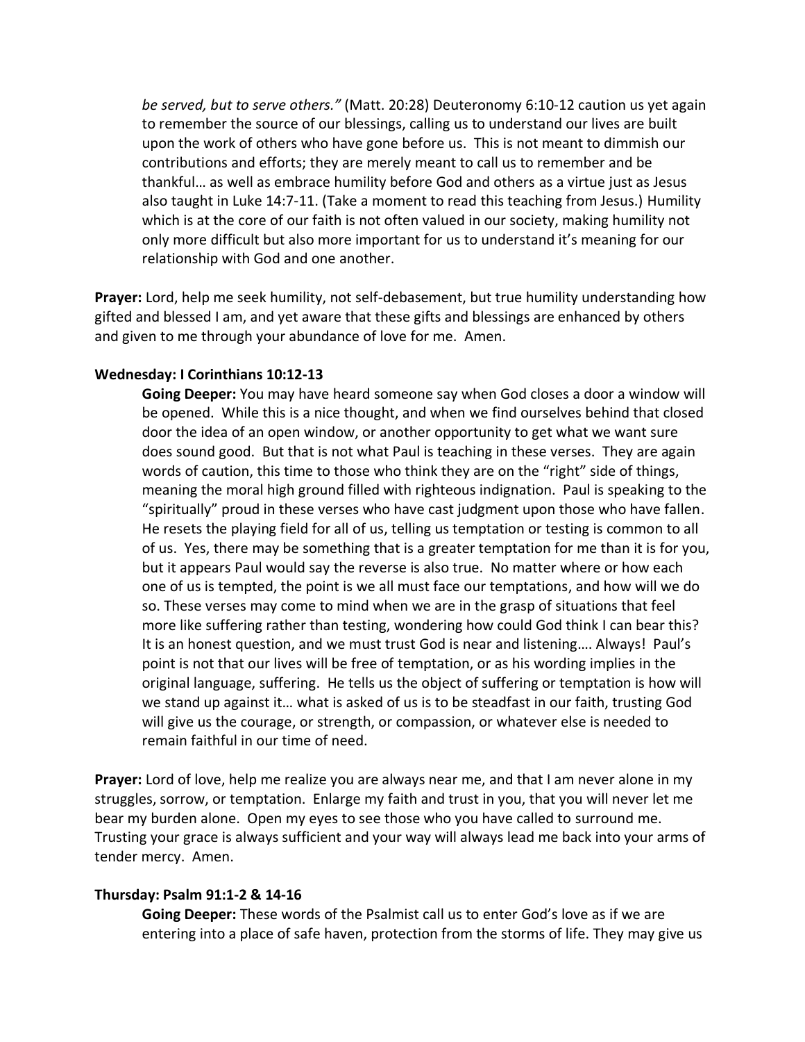*be served, but to serve others."* (Matt. 20:28) Deuteronomy 6:10-12 caution us yet again to remember the source of our blessings, calling us to understand our lives are built upon the work of others who have gone before us. This is not meant to dimmish our contributions and efforts; they are merely meant to call us to remember and be thankful… as well as embrace humility before God and others as a virtue just as Jesus also taught in Luke 14:7-11. (Take a moment to read this teaching from Jesus.) Humility which is at the core of our faith is not often valued in our society, making humility not only more difficult but also more important for us to understand it's meaning for our relationship with God and one another.

**Prayer:** Lord, help me seek humility, not self-debasement, but true humility understanding how gifted and blessed I am, and yet aware that these gifts and blessings are enhanced by others and given to me through your abundance of love for me. Amen.

**Wednesday: I Corinthians 10:12-13**

**Going Deeper:** You may have heard someone say when God closes a door a window will be opened. While this is a nice thought, and when we find ourselves behind that closed door the idea of an open window, or another opportunity to get what we want sure does sound good. But that is not what Paul is teaching in these verses. They are again words of caution, this time to those who think they are on the "right" side of things, meaning the moral high ground filled with righteous indignation. Paul is speaking to the "spiritually" proud in these verses who have cast judgment upon those who have fallen. He resets the playing field for all of us, telling us temptation or testing is common to all of us. Yes, there may be something that is a greater temptation for me than it is for you, but it appears Paul would say the reverse is also true. No matter where or how each one of us is tempted, the point is we all must face our temptations, and how will we do so. These verses may come to mind when we are in the grasp of situations that feel more like suffering rather than testing, wondering how could God think I can bear this? It is an honest question, and we must trust God is near and listening…. Always! Paul's point is not that our lives will be free of temptation, or as his wording implies in the original language, suffering. He tells us the object of suffering or temptation is how will we stand up against it… what is asked of us is to be steadfast in our faith, trusting God will give us the courage, or strength, or compassion, or whatever else is needed to remain faithful in our time of need.

**Prayer:** Lord of love, help me realize you are always near me, and that I am never alone in my struggles, sorrow, or temptation. Enlarge my faith and trust in you, that you will never let me bear my burden alone. Open my eyes to see those who you have called to surround me. Trusting your grace is always sufficient and your way will always lead me back into your arms of tender mercy. Amen.

**Thursday: Psalm 91:1-2 & 14-16**

**Going Deeper:** These words of the Psalmist call us to enter God's love as if we are entering into a place of safe haven, protection from the storms of life. They may give us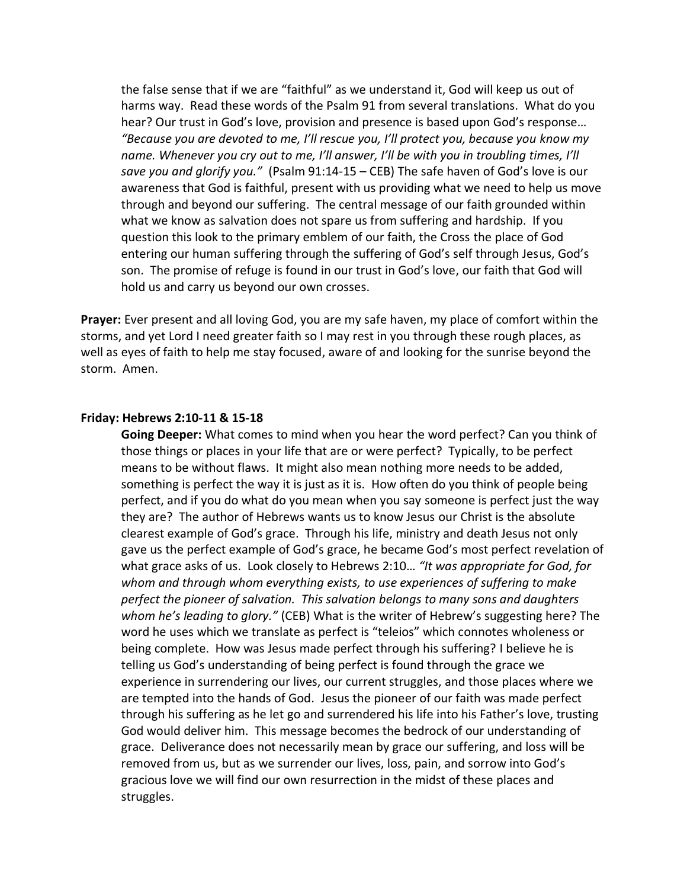the false sense that if we are "faithful" as we understand it, God will keep us out of harms way. Read these words of the Psalm 91 from several translations. What do you hear? Our trust in God's love, provision and presence is based upon God's response… *"Because you are devoted to me, I'll rescue you, I'll protect you, because you know my name. Whenever you cry out to me, I'll answer, I'll be with you in troubling times, I'll save you and glorify you."* (Psalm 91:14-15 – CEB) The safe haven of God's love is our awareness that God is faithful, present with us providing what we need to help us move through and beyond our suffering. The central message of our faith grounded within what we know as salvation does not spare us from suffering and hardship. If you question this look to the primary emblem of our faith, the Cross the place of God entering our human suffering through the suffering of God's self through Jesus, God's son. The promise of refuge is found in our trust in God's love, our faith that God will hold us and carry us beyond our own crosses.

**Prayer:** Ever present and all loving God, you are my safe haven, my place of comfort within the storms, and yet Lord I need greater faith so I may rest in you through these rough places, as well as eyes of faith to help me stay focused, aware of and looking for the sunrise beyond the storm. Amen.

**Friday: Hebrews 2:10-11 & 15-18**

**Going Deeper:** What comes to mind when you hear the word perfect? Can you think of those things or places in your life that are or were perfect? Typically, to be perfect means to be without flaws. It might also mean nothing more needs to be added, something is perfect the way it is just as it is. How often do you think of people being perfect, and if you do what do you mean when you say someone is perfect just the way they are? The author of Hebrews wants us to know Jesus our Christ is the absolute clearest example of God's grace. Through his life, ministry and death Jesus not only gave us the perfect example of God's grace, he became God's most perfect revelation of what grace asks of us. Look closely to Hebrews 2:10… *"It was appropriate for God, for whom and through whom everything exists, to use experiences of suffering to make perfect the pioneer of salvation. This salvation belongs to many sons and daughters whom he's leading to glory."* (CEB) What is the writer of Hebrew's suggesting here? The word he uses which we translate as perfect is "teleios" which connotes wholeness or being complete. How was Jesus made perfect through his suffering? I believe he is telling us God's understanding of being perfect is found through the grace we experience in surrendering our lives, our current struggles, and those places where we are tempted into the hands of God. Jesus the pioneer of our faith was made perfect through his suffering as he let go and surrendered his life into his Father's love, trusting God would deliver him. This message becomes the bedrock of our understanding of grace. Deliverance does not necessarily mean by grace our suffering, and loss will be removed from us, but as we surrender our lives, loss, pain, and sorrow into God's gracious love we will find our own resurrection in the midst of these places and struggles.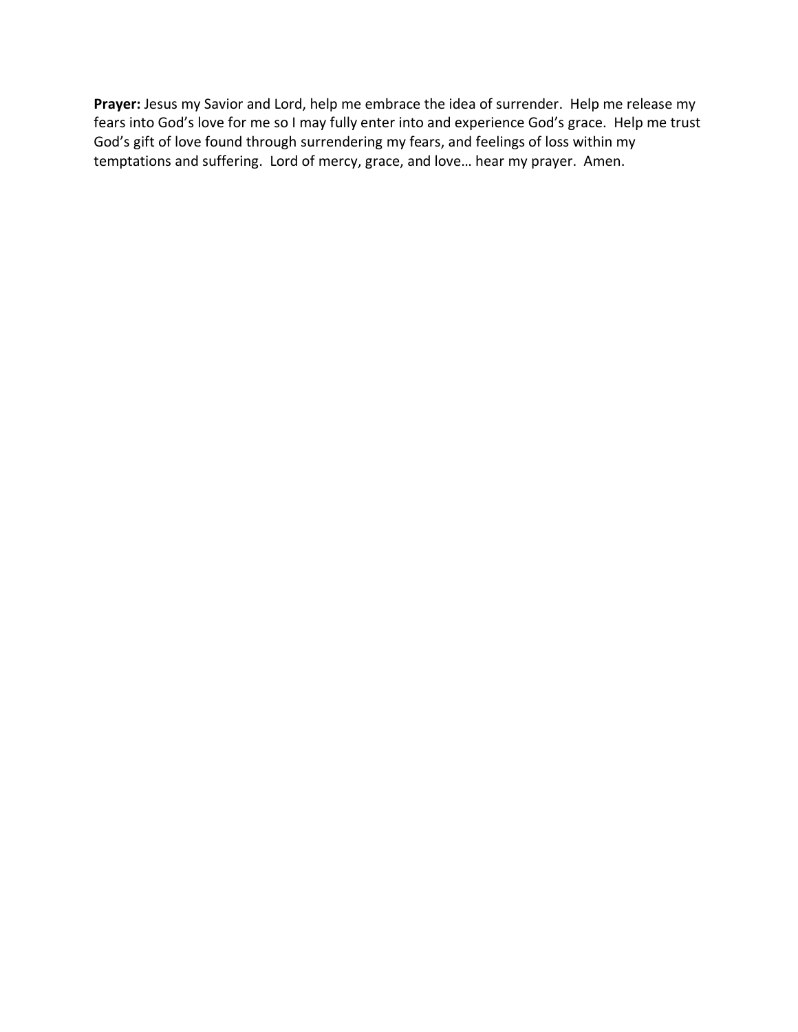**Prayer:** Jesus my Savior and Lord, help me embrace the idea of surrender. Help me release my fears into God's love for me so I may fully enter into and experience God's grace. Help me trust God's gift of love found through surrendering my fears, and feelings of loss within my temptations and suffering. Lord of mercy, grace, and love… hear my prayer. Amen.